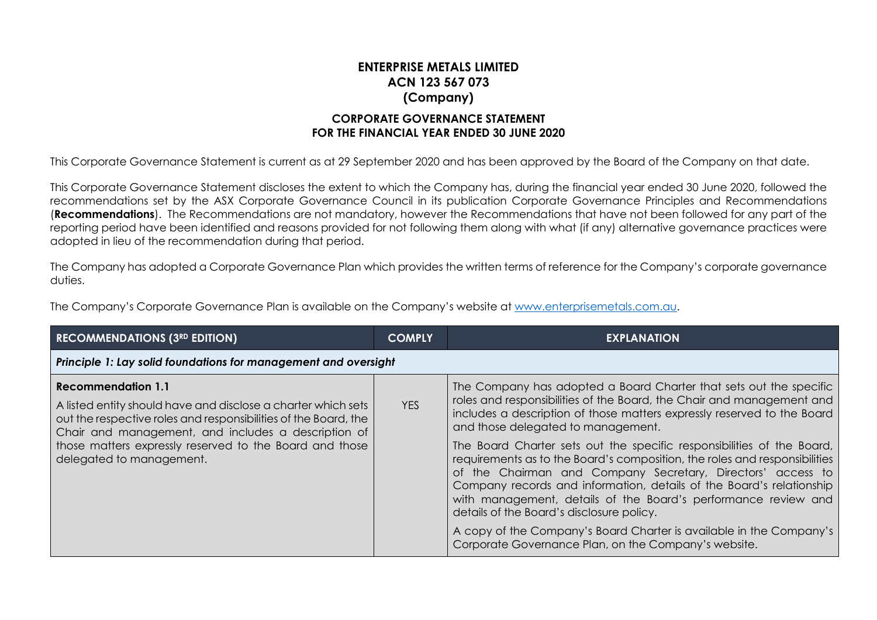# ENTERPRISE METALS LIMITED
# ACN 123 567 073
# (Company)

## CORPORATE GOVERNANCE STATEMENT
## FOR THE FINANCIAL YEAR ENDED 30 JUNE 2020

This Corporate Governance Statement is current as at 29 September 2020 and has been approved by the Board of the Company on that date.

This Corporate Governance Statement discloses the extent to which the Company has, during the financial year ended 30 June 2020, followed the recommendations set by the ASX Corporate Governance Council in its publication Corporate Governance Principles and Recommendations (**Recommendations**). The Recommendations are not mandatory, however the Recommendations that have not been followed for any part of the reporting period have been identified and reasons provided for not following them along with what (if any) alternative governance practices were adopted in lieu of the recommendation during that period.

The Company has adopted a Corporate Governance Plan which provides the written terms of reference for the Company's corporate governance duties.

The Company's Corporate Governance Plan is available on the Company's website at www.enterprisemetals.com.au.

| RECOMMENDATIONS (3RD EDITION) | COMPLY | EXPLANATION |
|---|---|---|
| ***Principle 1: Lay solid foundations for management and oversight*** | | |
| **Recommendation 1.1**<br>A listed entity should have and disclose a charter which sets out the respective roles and responsibilities of the Board, the Chair and management, and includes a description of those matters expressly reserved to the Board and those delegated to management. | YES | The Company has adopted a Board Charter that sets out the specific roles and responsibilities of the Board, the Chair and management and includes a description of those matters expressly reserved to the Board and those delegated to management.<br>The Board Charter sets out the specific responsibilities of the Board, requirements as to the Board's composition, the roles and responsibilities of the Chairman and Company Secretary, Directors' access to Company records and information, details of the Board's relationship with management, details of the Board's performance review and details of the Board's disclosure policy.<br>A copy of the Company's Board Charter is available in the Company's Corporate Governance Plan, on the Company's website. |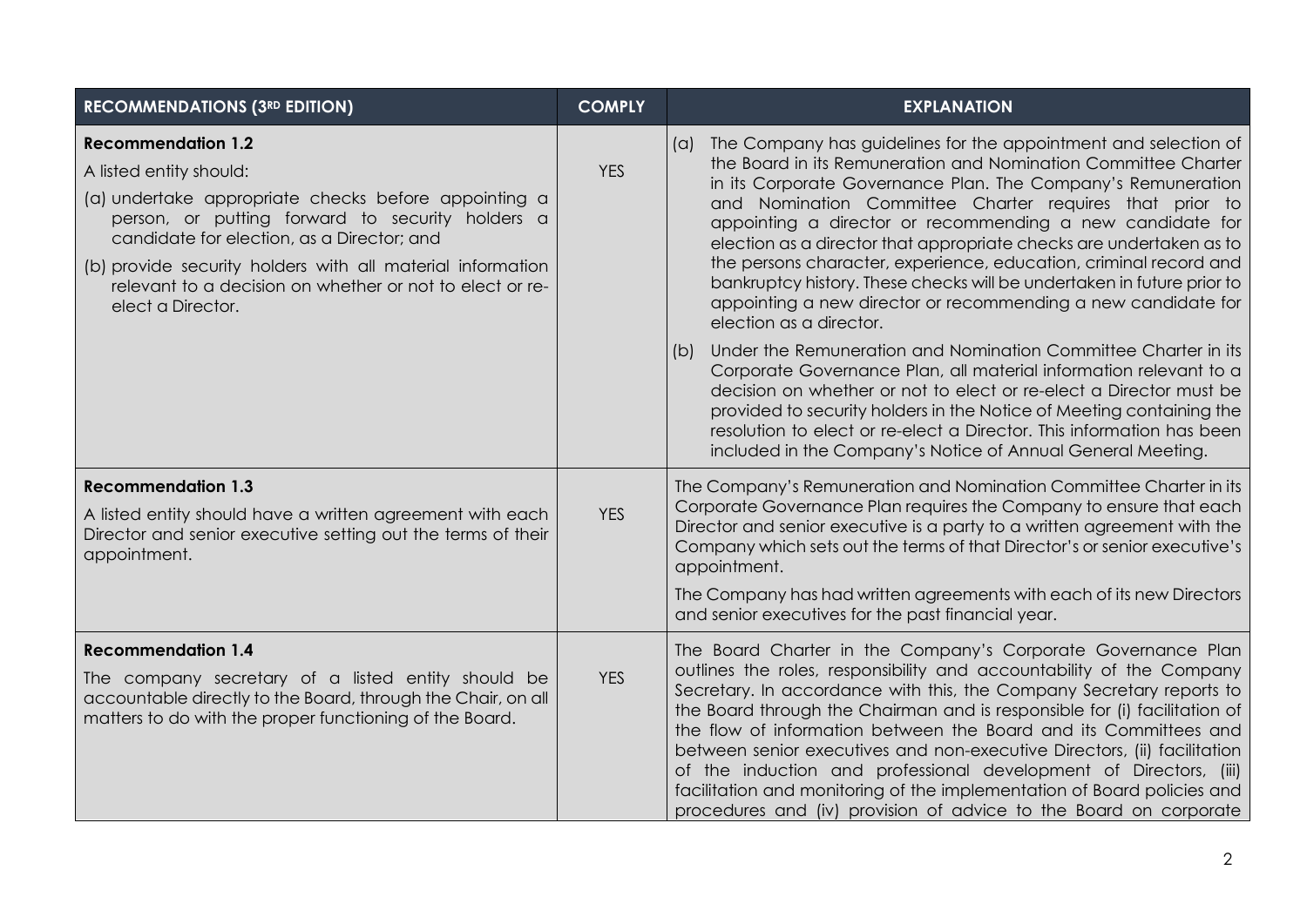| RECOMMENDATIONS (3RD EDITION) | COMPLY | EXPLANATION |
|---|---|---|
| **Recommendation 1.2**<br>A listed entity should:<br>(a) undertake appropriate checks before appointing a person, or putting forward to security holders a candidate for election, as a Director; and<br>(b) provide security holders with all material information relevant to a decision on whether or not to elect or re-elect a Director. | YES | (a) The Company has guidelines for the appointment and selection of the Board in its Remuneration and Nomination Committee Charter in its Corporate Governance Plan. The Company's Remuneration and Nomination Committee Charter requires that prior to appointing a director or recommending a new candidate for election as a director that appropriate checks are undertaken as to the persons character, experience, education, criminal record and bankruptcy history. These checks will be undertaken in future prior to appointing a new director or recommending a new candidate for election as a director.<br>(b) Under the Remuneration and Nomination Committee Charter in its Corporate Governance Plan, all material information relevant to a decision on whether or not to elect or re-elect a Director must be provided to security holders in the Notice of Meeting containing the resolution to elect or re-elect a Director. This information has been included in the Company's Notice of Annual General Meeting. |
| **Recommendation 1.3**<br>A listed entity should have a written agreement with each Director and senior executive setting out the terms of their appointment. | YES | The Company's Remuneration and Nomination Committee Charter in its Corporate Governance Plan requires the Company to ensure that each Director and senior executive is a party to a written agreement with the Company which sets out the terms of that Director's or senior executive's appointment.<br>The Company has had written agreements with each of its new Directors and senior executives for the past financial year. |
| **Recommendation 1.4**<br>The company secretary of a listed entity should be accountable directly to the Board, through the Chair, on all matters to do with the proper functioning of the Board. | YES | The Board Charter in the Company's Corporate Governance Plan outlines the roles, responsibility and accountability of the Company Secretary. In accordance with this, the Company Secretary reports to the Board through the Chairman and is responsible for (i) facilitation of the flow of information between the Board and its Committees and between senior executives and non-executive Directors, (ii) facilitation of the induction and professional development of Directors, (iii) facilitation and monitoring of the implementation of Board policies and procedures and (iv) provision of advice to the Board on corporate |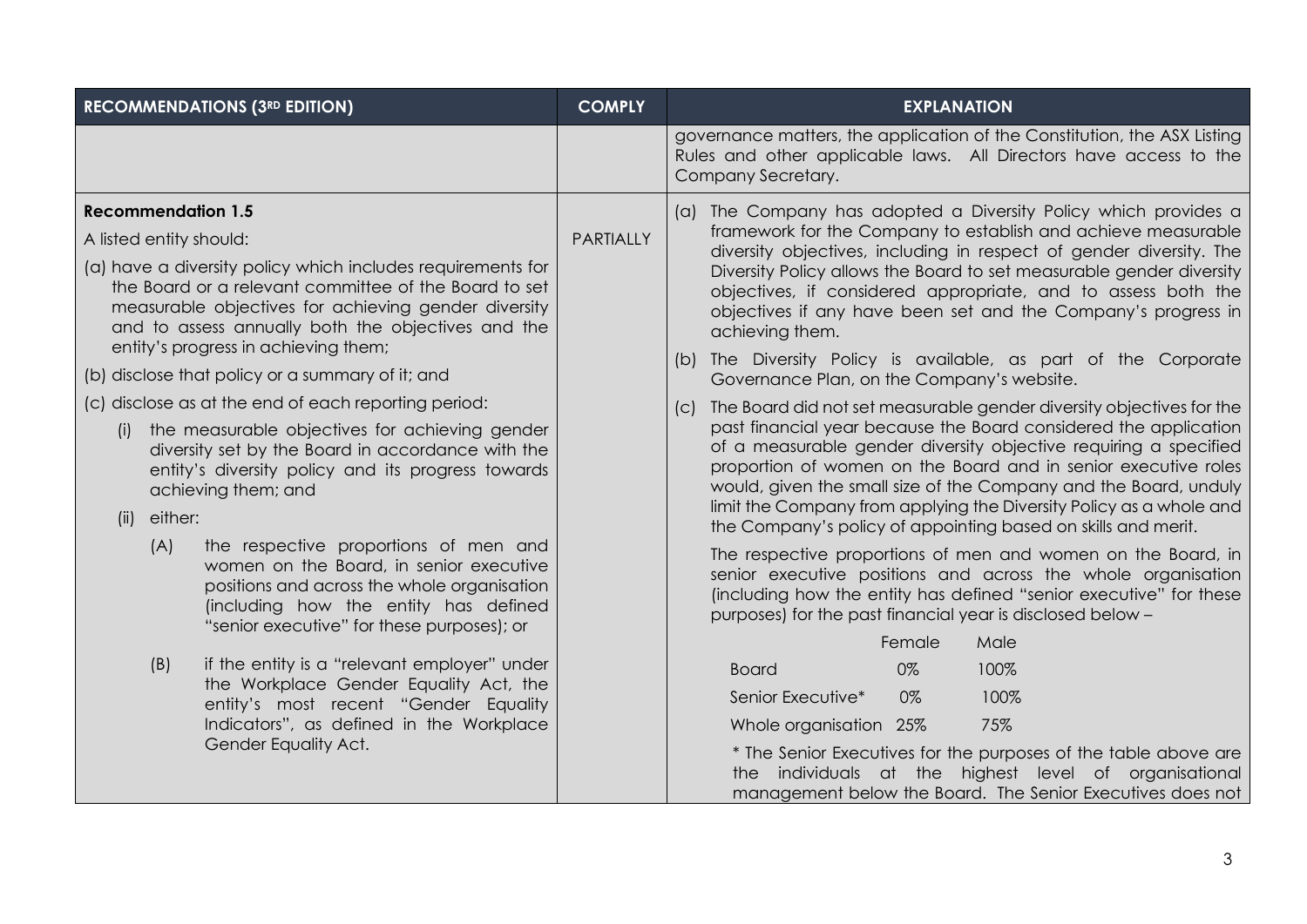| RECOMMENDATIONS (3RD EDITION) | COMPLY | EXPLANATION |
|---|---|---|
| | | governance matters, the application of the Constitution, the ASX Listing Rules and other applicable laws. All Directors have access to the Company Secretary. |
| **Recommendation 1.5**<br>A listed entity should:<br>(a) have a diversity policy which includes requirements for the Board or a relevant committee of the Board to set measurable objectives for achieving gender diversity and to assess annually both the objectives and the entity's progress in achieving them;<br>(b) disclose that policy or a summary of it; and<br>(c) disclose as at the end of each reporting period:<br>(i) the measurable objectives for achieving gender diversity set by the Board in accordance with the entity's diversity policy and its progress towards achieving them; and<br>(ii) either:<br>(A) the respective proportions of men and women on the Board, in senior executive positions and across the whole organisation (including how the entity has defined "senior executive" for these purposes); or<br>(B) if the entity is a "relevant employer" under the Workplace Gender Equality Act, the entity's most recent "Gender Equality Indicators", as defined in the Workplace Gender Equality Act. | PARTIALLY | (a) The Company has adopted a Diversity Policy which provides a framework for the Company to establish and achieve measurable diversity objectives, including in respect of gender diversity. The Diversity Policy allows the Board to set measurable gender diversity objectives, if considered appropriate, and to assess both the objectives if any have been set and the Company's progress in achieving them.<br>(b) The Diversity Policy is available, as part of the Corporate Governance Plan, on the Company's website.<br>(c) The Board did not set measurable gender diversity objectives for the past financial year because the Board considered the application of a measurable gender diversity objective requiring a specified proportion of women on the Board and in senior executive roles would, given the small size of the Company and the Board, unduly limit the Company from applying the Diversity Policy as a whole and the Company's policy of appointing based on skills and merit.<br>The respective proportions of men and women on the Board, in senior executive positions and across the whole organisation (including how the entity has defined "senior executive" for these purposes) for the past financial year is disclosed below –<br>Female / Male<br>Board: 0% / 100%<br>Senior Executive*: 0% / 100%<br>Whole organisation: 25% / 75%<br>* The Senior Executives for the purposes of the table above are the individuals at the highest level of organisational management below the Board. The Senior Executives does not |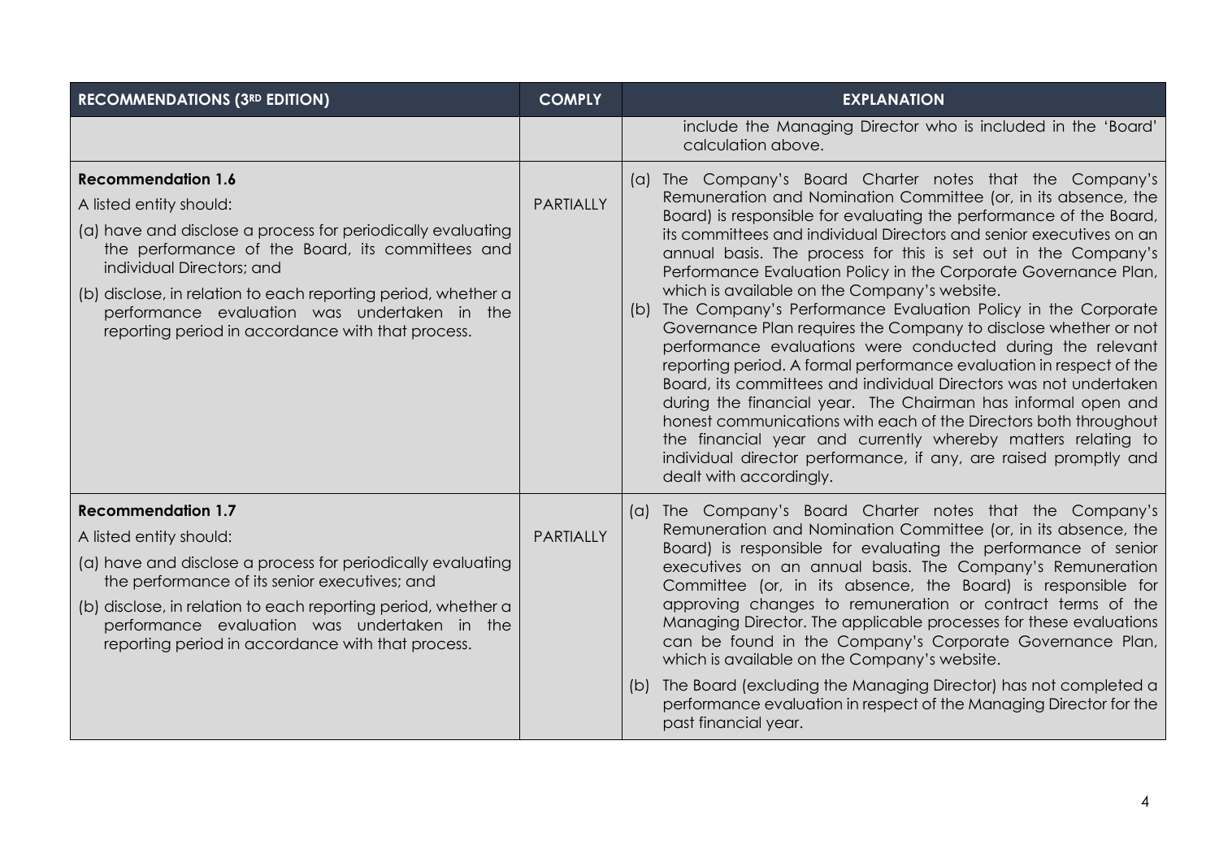| RECOMMENDATIONS (3RD EDITION) | COMPLY | EXPLANATION |
|---|---|---|
| | | include the Managing Director who is included in the 'Board' calculation above. |
| **Recommendation 1.6**<br>A listed entity should:<br>(a) have and disclose a process for periodically evaluating the performance of the Board, its committees and individual Directors; and<br>(b) disclose, in relation to each reporting period, whether a performance evaluation was undertaken in the reporting period in accordance with that process. | PARTIALLY | (a) The Company's Board Charter notes that the Company's Remuneration and Nomination Committee (or, in its absence, the Board) is responsible for evaluating the performance of the Board, its committees and individual Directors and senior executives on an annual basis. The process for this is set out in the Company's Performance Evaluation Policy in the Corporate Governance Plan, which is available on the Company's website.<br>(b) The Company's Performance Evaluation Policy in the Corporate Governance Plan requires the Company to disclose whether or not performance evaluations were conducted during the relevant reporting period. A formal performance evaluation in respect of the Board, its committees and individual Directors was not undertaken during the financial year. The Chairman has informal open and honest communications with each of the Directors both throughout the financial year and currently whereby matters relating to individual director performance, if any, are raised promptly and dealt with accordingly. |
| **Recommendation 1.7**<br>A listed entity should:<br>(a) have and disclose a process for periodically evaluating the performance of its senior executives; and<br>(b) disclose, in relation to each reporting period, whether a performance evaluation was undertaken in the reporting period in accordance with that process. | PARTIALLY | (a) The Company's Board Charter notes that the Company's Remuneration and Nomination Committee (or, in its absence, the Board) is responsible for evaluating the performance of senior executives on an annual basis. The Company's Remuneration Committee (or, in its absence, the Board) is responsible for approving changes to remuneration or contract terms of the Managing Director. The applicable processes for these evaluations can be found in the Company's Corporate Governance Plan, which is available on the Company's website.<br>(b) The Board (excluding the Managing Director) has not completed a performance evaluation in respect of the Managing Director for the past financial year. |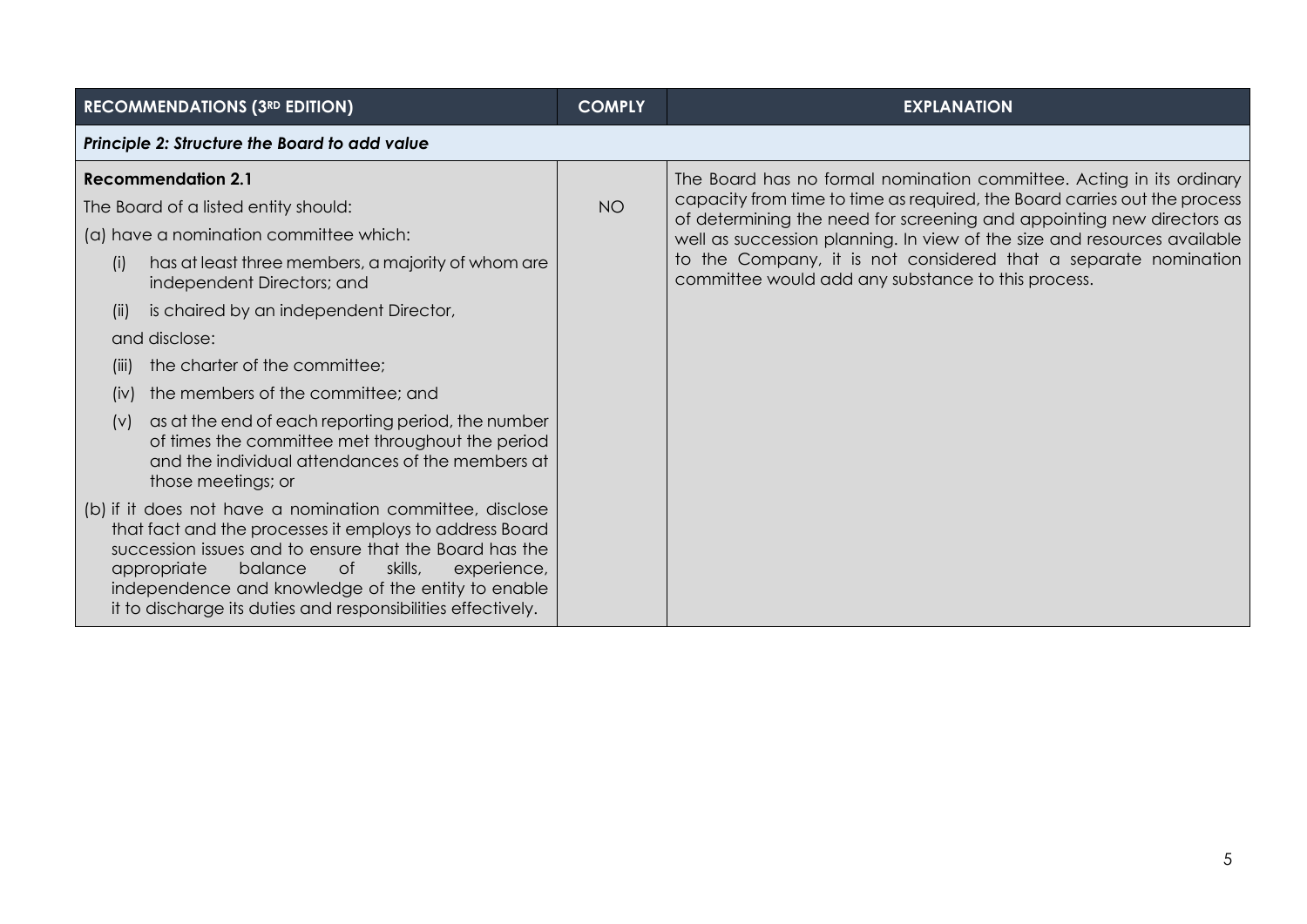| RECOMMENDATIONS (3RD EDITION) | COMPLY | EXPLANATION |
|---|---|---|
| ***Principle 2: Structure the Board to add value*** | | |
| **Recommendation 2.1**<br>The Board of a listed entity should:<br>(a) have a nomination committee which:<br>(i) has at least three members, a majority of whom are independent Directors; and<br>(ii) is chaired by an independent Director,<br>and disclose:<br>(iii) the charter of the committee;<br>(iv) the members of the committee; and<br>(v) as at the end of each reporting period, the number of times the committee met throughout the period and the individual attendances of the members at those meetings; or<br>(b) if it does not have a nomination committee, disclose that fact and the processes it employs to address Board succession issues and to ensure that the Board has the appropriate balance of skills, experience, independence and knowledge of the entity to enable it to discharge its duties and responsibilities effectively. | NO | The Board has no formal nomination committee. Acting in its ordinary capacity from time to time as required, the Board carries out the process of determining the need for screening and appointing new directors as well as succession planning. In view of the size and resources available to the Company, it is not considered that a separate nomination committee would add any substance to this process. |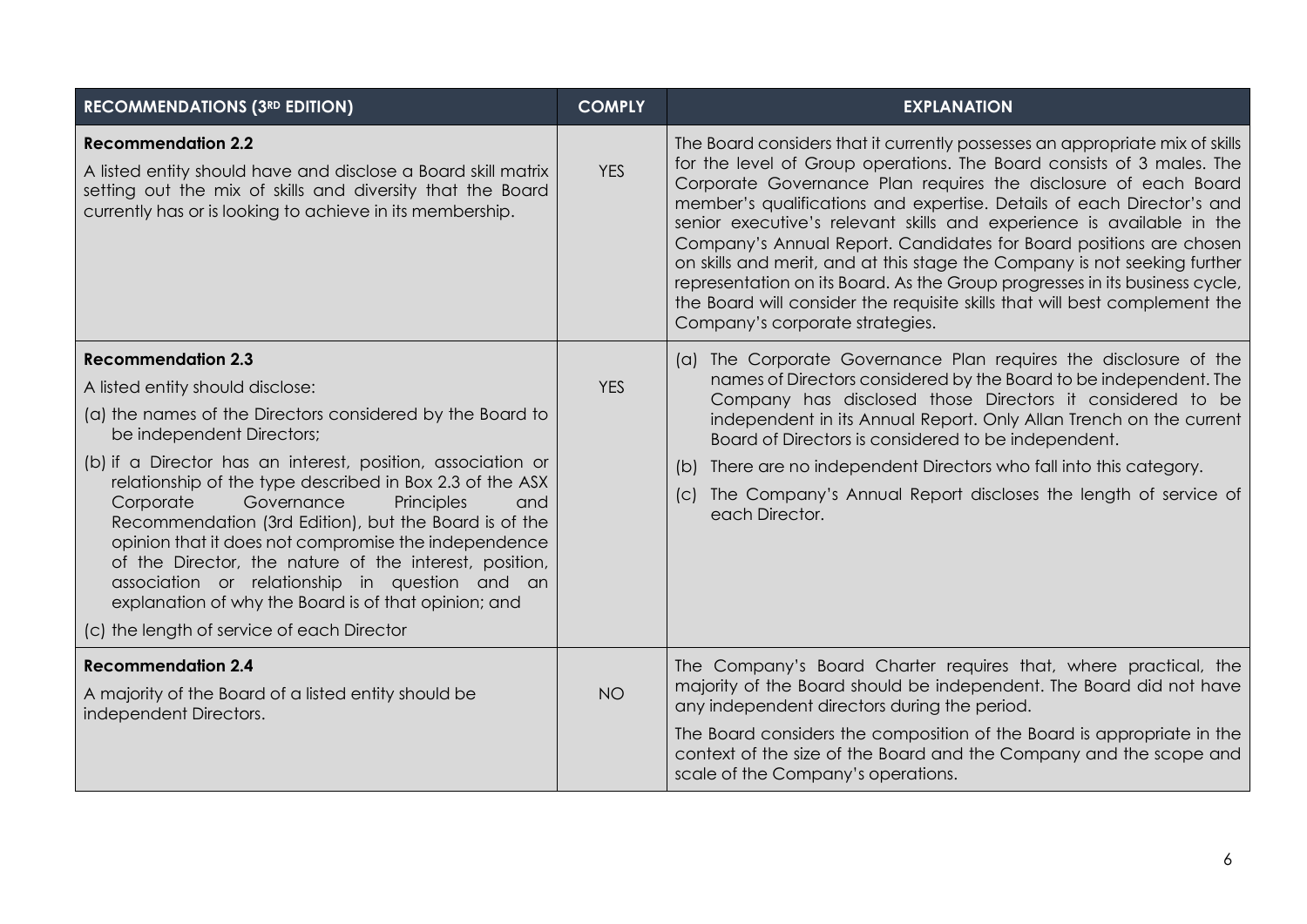| RECOMMENDATIONS (3RD EDITION) | COMPLY | EXPLANATION |
|---|---|---|
| **Recommendation 2.2**<br>A listed entity should have and disclose a Board skill matrix setting out the mix of skills and diversity that the Board currently has or is looking to achieve in its membership. | YES | The Board considers that it currently possesses an appropriate mix of skills for the level of Group operations. The Board consists of 3 males. The Corporate Governance Plan requires the disclosure of each Board member's qualifications and expertise. Details of each Director's and senior executive's relevant skills and experience is available in the Company's Annual Report. Candidates for Board positions are chosen on skills and merit, and at this stage the Company is not seeking further representation on its Board. As the Group progresses in its business cycle, the Board will consider the requisite skills that will best complement the Company's corporate strategies. |
| **Recommendation 2.3**<br>A listed entity should disclose:<br>(a) the names of the Directors considered by the Board to be independent Directors;<br>(b) if a Director has an interest, position, association or relationship of the type described in Box 2.3 of the ASX Corporate Governance Principles and Recommendation (3rd Edition), but the Board is of the opinion that it does not compromise the independence of the Director, the nature of the interest, position, association or relationship in question and an explanation of why the Board is of that opinion; and<br>(c) the length of service of each Director | YES | (a) The Corporate Governance Plan requires the disclosure of the names of Directors considered by the Board to be independent. The Company has disclosed those Directors it considered to be independent in its Annual Report. Only Allan Trench on the current Board of Directors is considered to be independent.<br>(b) There are no independent Directors who fall into this category.<br>(c) The Company's Annual Report discloses the length of service of each Director. |
| **Recommendation 2.4**<br>A majority of the Board of a listed entity should be independent Directors. | NO | The Company's Board Charter requires that, where practical, the majority of the Board should be independent. The Board did not have any independent directors during the period.<br>The Board considers the composition of the Board is appropriate in the context of the size of the Board and the Company and the scope and scale of the Company's operations. |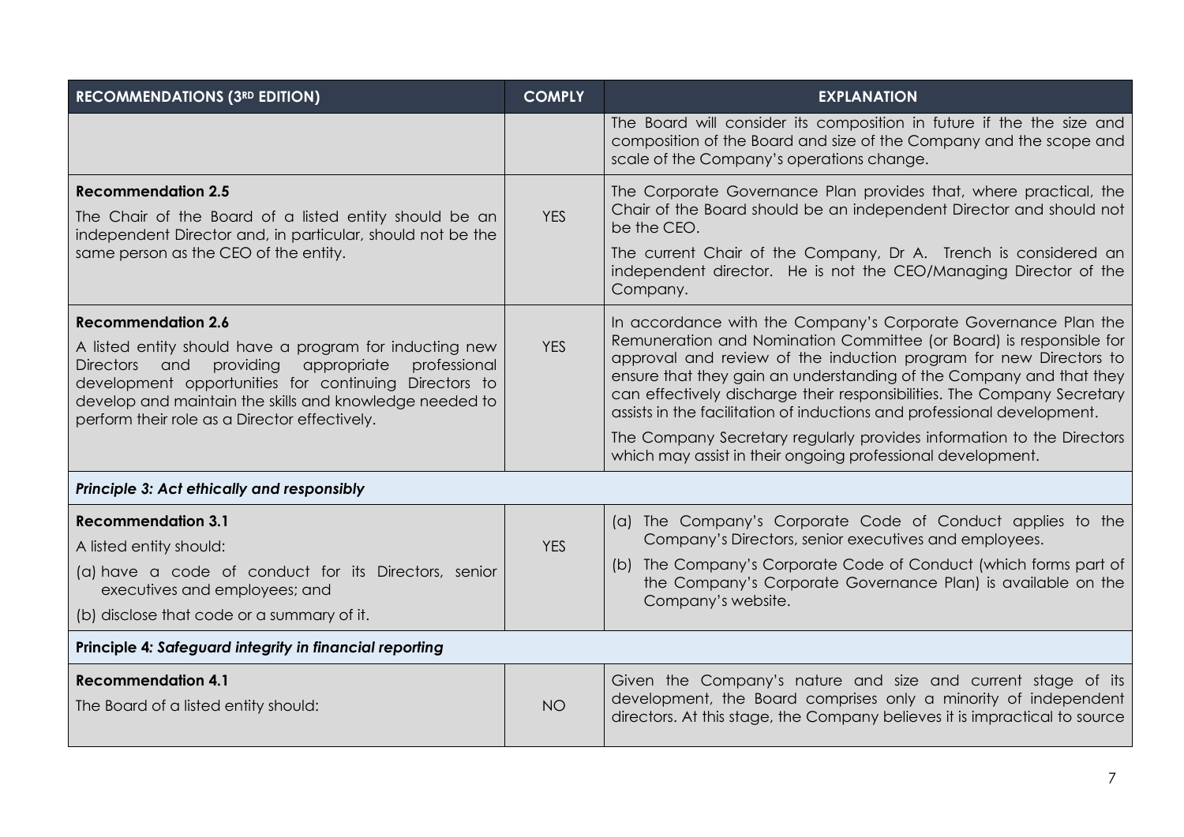| RECOMMENDATIONS (3RD EDITION) | COMPLY | EXPLANATION |
|---|---|---|
| | | The Board will consider its composition in future if the the size and composition of the Board and size of the Company and the scope and scale of the Company's operations change. |
| **Recommendation 2.5**<br>The Chair of the Board of a listed entity should be an independent Director and, in particular, should not be the same person as the CEO of the entity. | YES | The Corporate Governance Plan provides that, where practical, the Chair of the Board should be an independent Director and should not be the CEO.<br>The current Chair of the Company, Dr A. Trench is considered an independent director. He is not the CEO/Managing Director of the Company. |
| **Recommendation 2.6**<br>A listed entity should have a program for inducting new Directors and providing appropriate professional development opportunities for continuing Directors to develop and maintain the skills and knowledge needed to perform their role as a Director effectively. | YES | In accordance with the Company's Corporate Governance Plan the Remuneration and Nomination Committee (or Board) is responsible for approval and review of the induction program for new Directors to ensure that they gain an understanding of the Company and that they can effectively discharge their responsibilities. The Company Secretary assists in the facilitation of inductions and professional development.<br>The Company Secretary regularly provides information to the Directors which may assist in their ongoing professional development. |
| ***Principle 3: Act ethically and responsibly*** | | |
| **Recommendation 3.1**<br>A listed entity should:<br>(a) have a code of conduct for its Directors, senior executives and employees; and<br>(b) disclose that code or a summary of it. | YES | (a) The Company's Corporate Code of Conduct applies to the Company's Directors, senior executives and employees.<br>(b) The Company's Corporate Code of Conduct (which forms part of the Company's Corporate Governance Plan) is available on the Company's website. |
| **Principle 4*: Safeguard integrity in financial reporting*** | | |
| **Recommendation 4.1**<br>The Board of a listed entity should: | NO | Given the Company's nature and size and current stage of its development, the Board comprises only a minority of independent directors. At this stage, the Company believes it is impractical to source |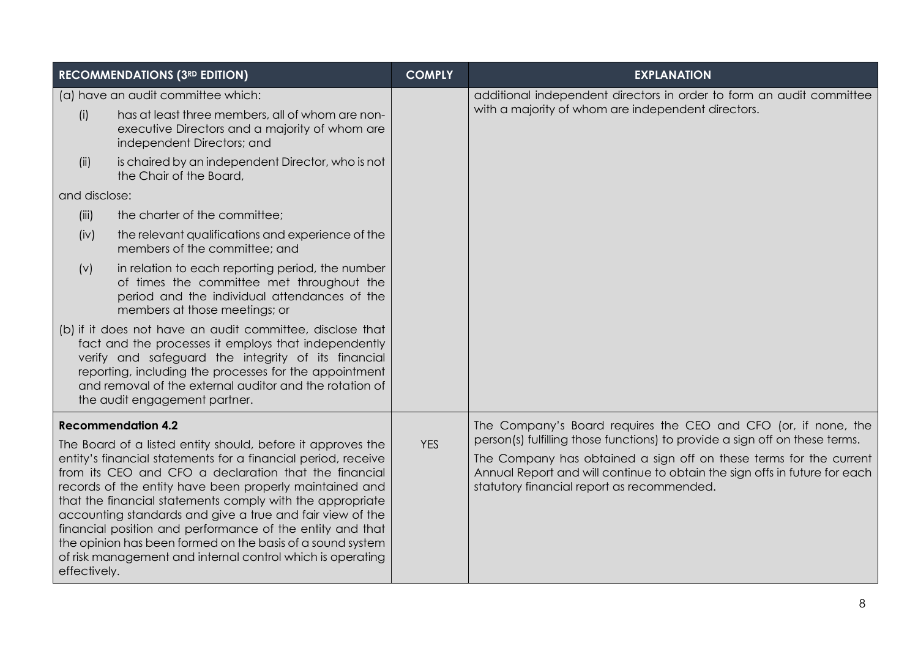| RECOMMENDATIONS (3RD EDITION) | COMPLY | EXPLANATION |
|---|---|---|
| (a) have an audit committee which:<br>(i) has at least three members, all of whom are non-executive Directors and a majority of whom are independent Directors; and<br>(ii) is chaired by an independent Director, who is not the Chair of the Board,<br>and disclose:<br>(iii) the charter of the committee;<br>(iv) the relevant qualifications and experience of the members of the committee; and<br>(v) in relation to each reporting period, the number of times the committee met throughout the period and the individual attendances of the members at those meetings; or<br>(b) if it does not have an audit committee, disclose that fact and the processes it employs that independently verify and safeguard the integrity of its financial reporting, including the processes for the appointment and removal of the external auditor and the rotation of the audit engagement partner. | | additional independent directors in order to form an audit committee with a majority of whom are independent directors. |
| **Recommendation 4.2**<br>The Board of a listed entity should, before it approves the entity's financial statements for a financial period, receive from its CEO and CFO a declaration that the financial records of the entity have been properly maintained and that the financial statements comply with the appropriate accounting standards and give a true and fair view of the financial position and performance of the entity and that the opinion has been formed on the basis of a sound system of risk management and internal control which is operating effectively. | YES | The Company's Board requires the CEO and CFO (or, if none, the person(s) fulfilling those functions) to provide a sign off on these terms.<br>The Company has obtained a sign off on these terms for the current Annual Report and will continue to obtain the sign offs in future for each statutory financial report as recommended. |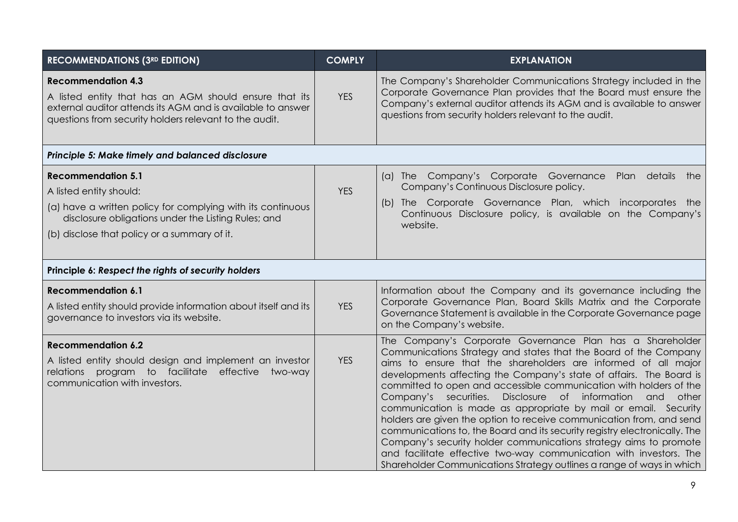| RECOMMENDATIONS (3RD EDITION) | COMPLY | EXPLANATION |
|---|---|---|
| **Recommendation 4.3**<br>A listed entity that has an AGM should ensure that its external auditor attends its AGM and is available to answer questions from security holders relevant to the audit. | YES | The Company's Shareholder Communications Strategy included in the Corporate Governance Plan provides that the Board must ensure the Company's external auditor attends its AGM and is available to answer questions from security holders relevant to the audit. |
| ***Principle 5: Make timely and balanced disclosure*** | | |
| **Recommendation 5.1**<br>A listed entity should:<br>(a) have a written policy for complying with its continuous disclosure obligations under the Listing Rules; and<br>(b) disclose that policy or a summary of it. | YES | (a) The Company's Corporate Governance Plan details the Company's Continuous Disclosure policy.<br>(b) The Corporate Governance Plan, which incorporates the Continuous Disclosure policy, is available on the Company's website. |
| **Principle 6: *Respect the rights of security holders*** | | |
| **Recommendation 6.1**<br>A listed entity should provide information about itself and its governance to investors via its website. | YES | Information about the Company and its governance including the Corporate Governance Plan, Board Skills Matrix and the Corporate Governance Statement is available in the Corporate Governance page on the Company's website. |
| **Recommendation 6.2**<br>A listed entity should design and implement an investor relations program to facilitate effective two-way communication with investors. | YES | The Company's Corporate Governance Plan has a Shareholder Communications Strategy and states that the Board of the Company aims to ensure that the shareholders are informed of all major developments affecting the Company's state of affairs. The Board is committed to open and accessible communication with holders of the Company's securities. Disclosure of information and other communication is made as appropriate by mail or email. Security holders are given the option to receive communication from, and send communications to, the Board and its security registry electronically. The Company's security holder communications strategy aims to promote and facilitate effective two-way communication with investors. The Shareholder Communications Strategy outlines a range of ways in which |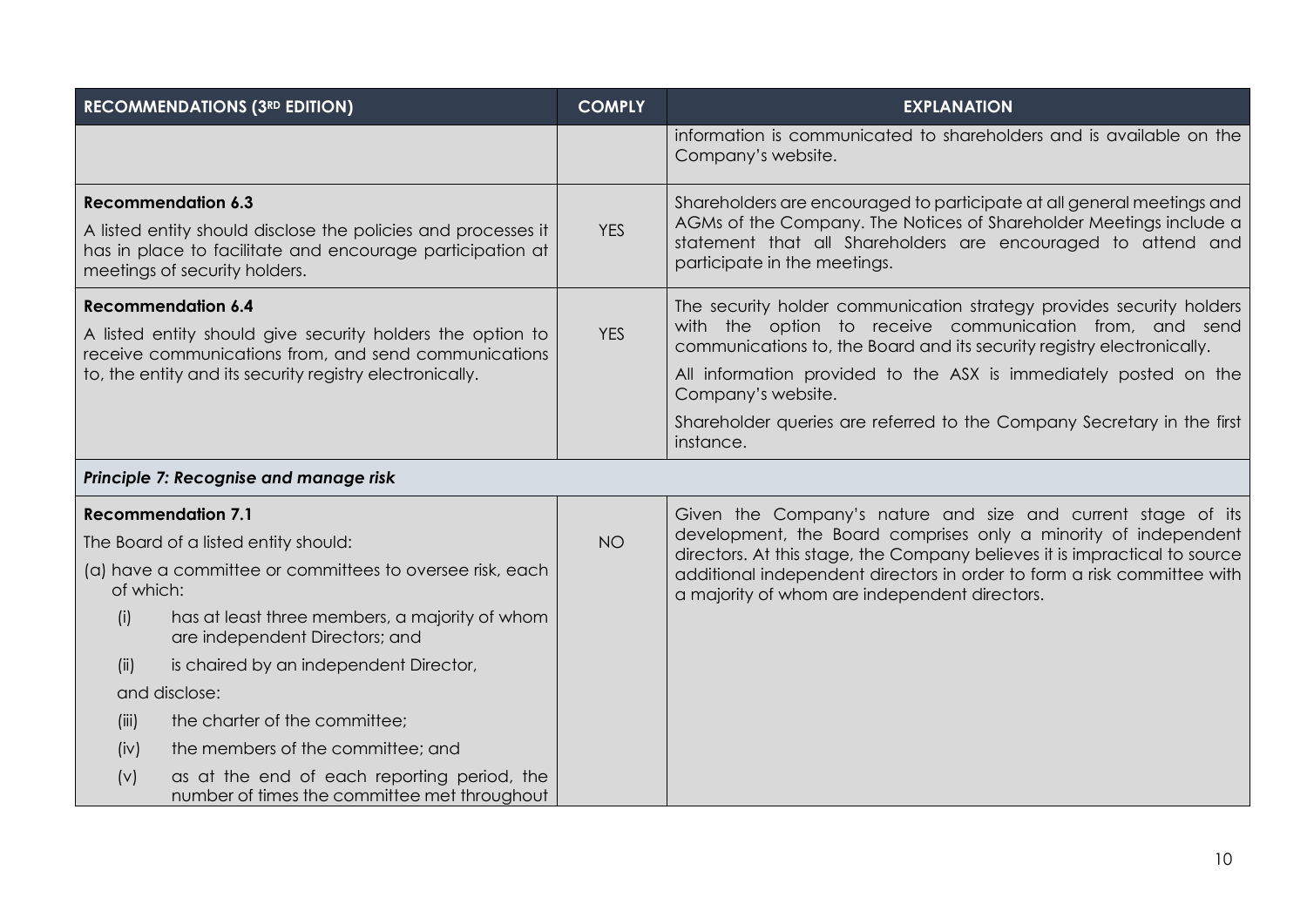| RECOMMENDATIONS (3RD EDITION) | COMPLY | EXPLANATION |
|---|---|---|
| | | information is communicated to shareholders and is available on the Company's website. |
| **Recommendation 6.3**<br>A listed entity should disclose the policies and processes it has in place to facilitate and encourage participation at meetings of security holders. | YES | Shareholders are encouraged to participate at all general meetings and AGMs of the Company. The Notices of Shareholder Meetings include a statement that all Shareholders are encouraged to attend and participate in the meetings. |
| **Recommendation 6.4**<br>A listed entity should give security holders the option to receive communications from, and send communications to, the entity and its security registry electronically. | YES | The security holder communication strategy provides security holders with the option to receive communication from, and send communications to, the Board and its security registry electronically.<br>All information provided to the ASX is immediately posted on the Company's website.<br>Shareholder queries are referred to the Company Secretary in the first instance. |
| ***Principle 7: Recognise and manage risk*** | | |
| **Recommendation 7.1**<br>The Board of a listed entity should:<br>(a) have a committee or committees to oversee risk, each of which:<br>(i) has at least three members, a majority of whom are independent Directors; and<br>(ii) is chaired by an independent Director,<br>and disclose:<br>(iii) the charter of the committee;<br>(iv) the members of the committee; and<br>(v) as at the end of each reporting period, the number of times the committee met throughout | NO | Given the Company's nature and size and current stage of its development, the Board comprises only a minority of independent directors. At this stage, the Company believes it is impractical to source additional independent directors in order to form a risk committee with a majority of whom are independent directors. |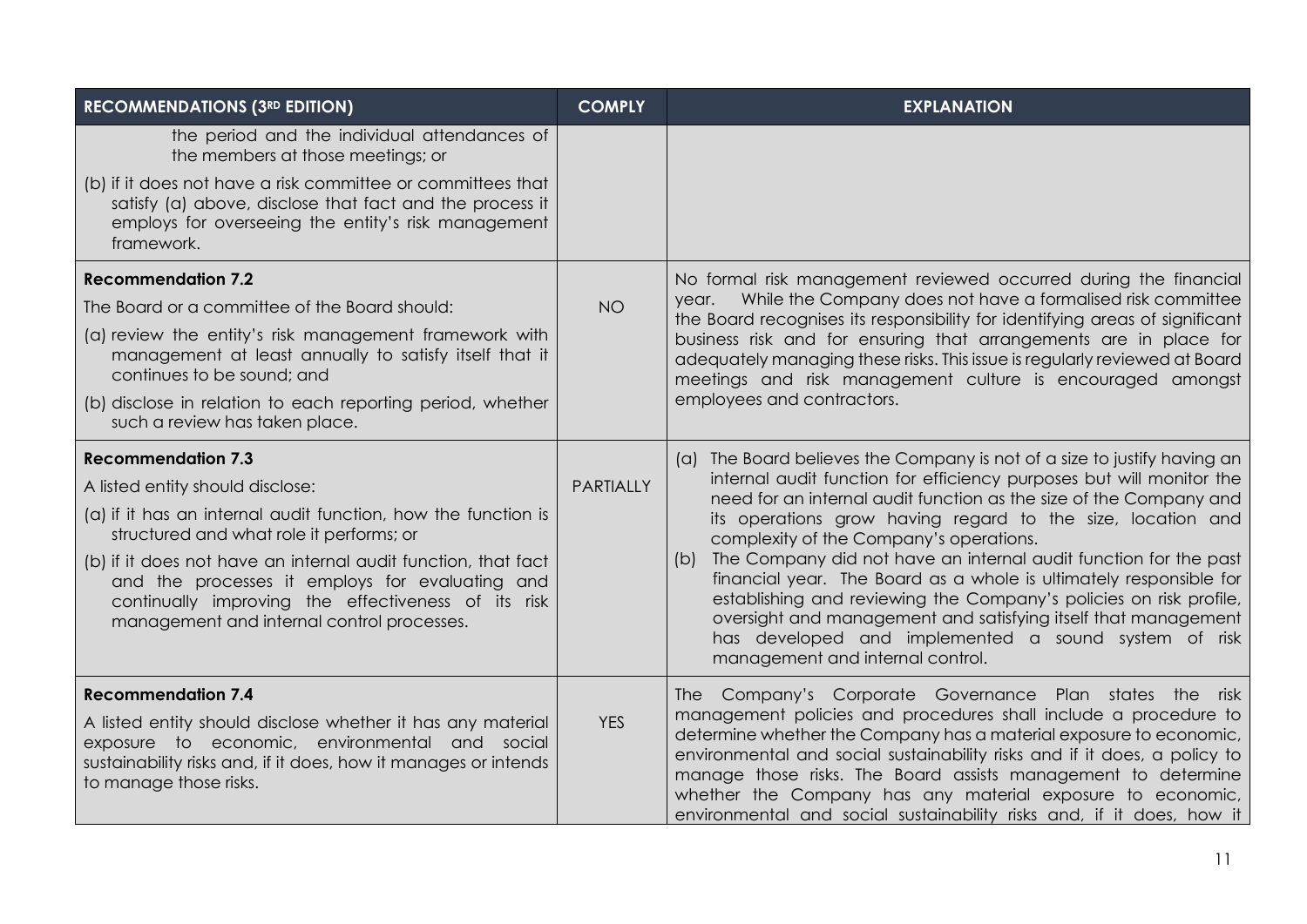| RECOMMENDATIONS (3RD EDITION) | COMPLY | EXPLANATION |
|---|---|---|
| the period and the individual attendances of the members at those meetings; or<br>(b) if it does not have a risk committee or committees that satisfy (a) above, disclose that fact and the process it employs for overseeing the entity's risk management framework. | | |
| **Recommendation 7.2**<br>The Board or a committee of the Board should:<br>(a) review the entity's risk management framework with management at least annually to satisfy itself that it continues to be sound; and<br>(b) disclose in relation to each reporting period, whether such a review has taken place. | NO | No formal risk management reviewed occurred during the financial year. While the Company does not have a formalised risk committee the Board recognises its responsibility for identifying areas of significant business risk and for ensuring that arrangements are in place for adequately managing these risks. This issue is regularly reviewed at Board meetings and risk management culture is encouraged amongst employees and contractors. |
| **Recommendation 7.3**<br>A listed entity should disclose:<br>(a) if it has an internal audit function, how the function is structured and what role it performs; or<br>(b) if it does not have an internal audit function, that fact and the processes it employs for evaluating and continually improving the effectiveness of its risk management and internal control processes. | PARTIALLY | (a) The Board believes the Company is not of a size to justify having an internal audit function for efficiency purposes but will monitor the need for an internal audit function as the size of the Company and its operations grow having regard to the size, location and complexity of the Company's operations.<br>(b) The Company did not have an internal audit function for the past financial year. The Board as a whole is ultimately responsible for establishing and reviewing the Company's policies on risk profile, oversight and management and satisfying itself that management has developed and implemented a sound system of risk management and internal control. |
| **Recommendation 7.4**<br>A listed entity should disclose whether it has any material exposure to economic, environmental and social sustainability risks and, if it does, how it manages or intends to manage those risks. | YES | The Company's Corporate Governance Plan states the risk management policies and procedures shall include a procedure to determine whether the Company has a material exposure to economic, environmental and social sustainability risks and if it does, a policy to manage those risks. The Board assists management to determine whether the Company has any material exposure to economic, environmental and social sustainability risks and, if it does, how it |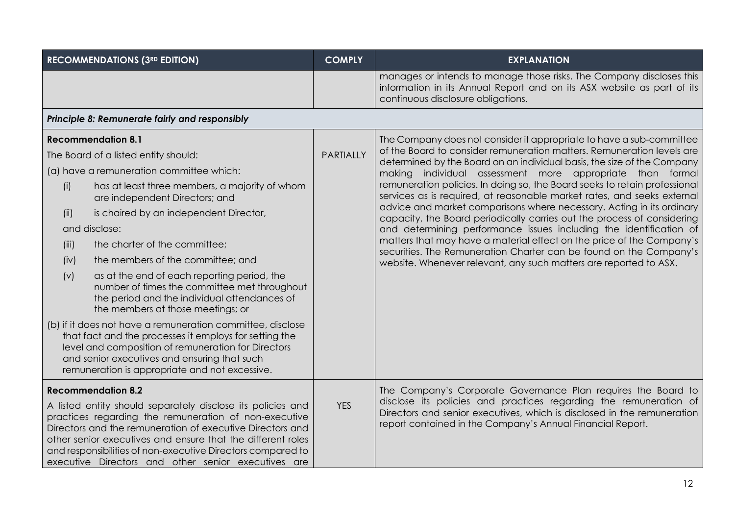| RECOMMENDATIONS (3RD EDITION) | COMPLY | EXPLANATION |
|---|---|---|
| | | manages or intends to manage those risks. The Company discloses this information in its Annual Report and on its ASX website as part of its continuous disclosure obligations. |
| ***Principle 8: Remunerate fairly and responsibly*** | | |
| **Recommendation 8.1**<br>The Board of a listed entity should:<br>(a) have a remuneration committee which:<br>(i) has at least three members, a majority of whom are independent Directors; and<br>(ii) is chaired by an independent Director,<br>and disclose:<br>(iii) the charter of the committee;<br>(iv) the members of the committee; and<br>(v) as at the end of each reporting period, the number of times the committee met throughout the period and the individual attendances of the members at those meetings; or<br>(b) if it does not have a remuneration committee, disclose that fact and the processes it employs for setting the level and composition of remuneration for Directors and senior executives and ensuring that such remuneration is appropriate and not excessive. | PARTIALLY | The Company does not consider it appropriate to have a sub-committee of the Board to consider remuneration matters. Remuneration levels are determined by the Board on an individual basis, the size of the Company making individual assessment more appropriate than formal remuneration policies. In doing so, the Board seeks to retain professional services as is required, at reasonable market rates, and seeks external advice and market comparisons where necessary. Acting in its ordinary capacity, the Board periodically carries out the process of considering and determining performance issues including the identification of matters that may have a material effect on the price of the Company's securities. The Remuneration Charter can be found on the Company's website. Whenever relevant, any such matters are reported to ASX. |
| **Recommendation 8.2**<br>A listed entity should separately disclose its policies and practices regarding the remuneration of non-executive Directors and the remuneration of executive Directors and other senior executives and ensure that the different roles and responsibilities of non-executive Directors compared to executive Directors and other senior executives are | YES | The Company's Corporate Governance Plan requires the Board to disclose its policies and practices regarding the remuneration of Directors and senior executives, which is disclosed in the remuneration report contained in the Company's Annual Financial Report. |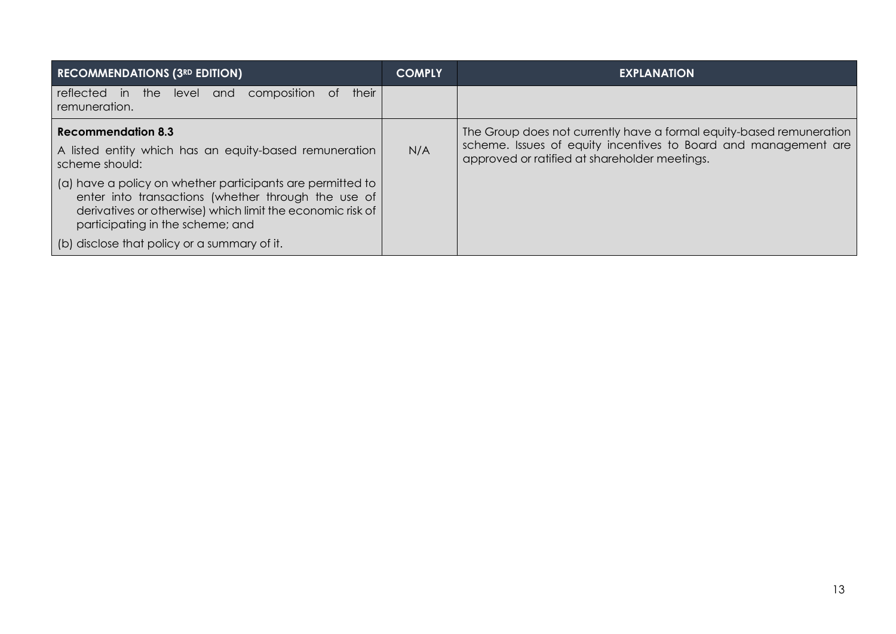| RECOMMENDATIONS (3RD EDITION) | COMPLY | EXPLANATION |
| --- | --- | --- |
| reflected in the level and composition of their remuneration. | | |
| **Recommendation 8.3**<br>A listed entity which has an equity-based remuneration scheme should:<br>(a) have a policy on whether participants are permitted to enter into transactions (whether through the use of derivatives or otherwise) which limit the economic risk of participating in the scheme; and<br>(b) disclose that policy or a summary of it. | N/A | The Group does not currently have a formal equity-based remuneration scheme. Issues of equity incentives to Board and management are approved or ratified at shareholder meetings. |